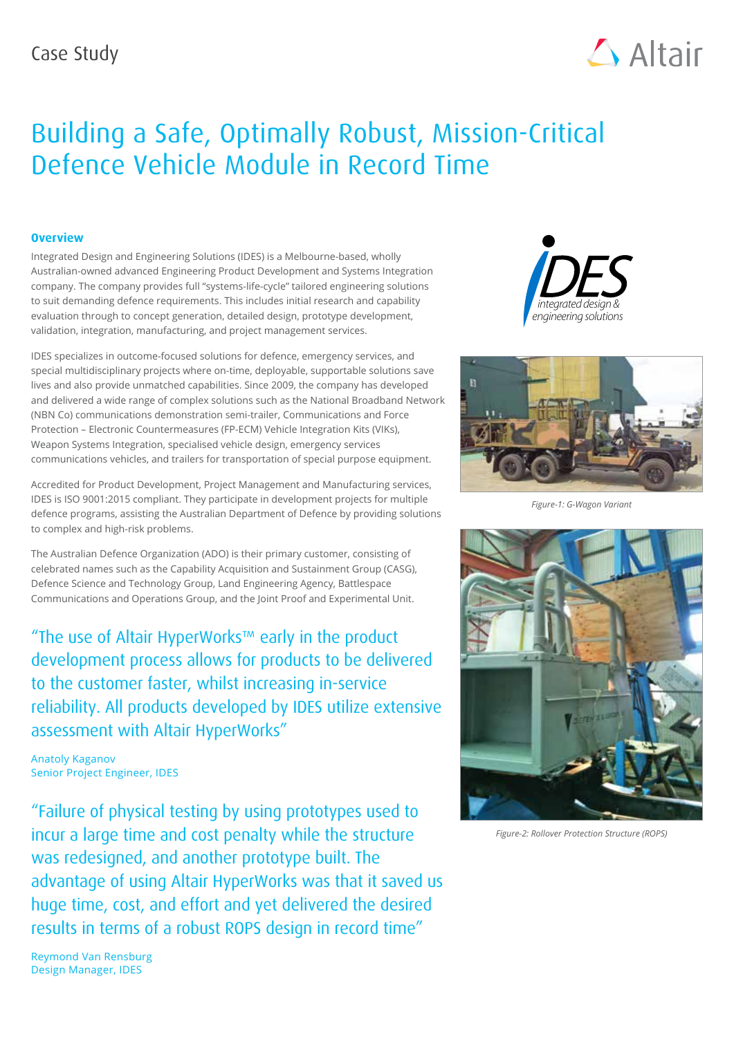Case Study

# Building a Safe, Optimally Robust, Mission-Critical Defence Vehicle Module in Record Time

### Overview

Integrated Design and Engineering Solutions (IDES) is a Melbourne-based, wholly Australian-owned advanced Engineering Product Development and Systems Integration company. The company provides full "systems-life-cycle" tailored engineering solutions to suit demanding defence requirements. This includes initial research and capability evaluation through to concept generation, detailed design, prototype development, validation, integration, manufacturing, and project management services.

IDES specializes in outcome-focused solutions for defence, emergency services, and special multidisciplinary projects where on-time, deployable, supportable solutions save lives and also provide unmatched capabilities. Since 2009, the company has developed and delivered a wide range of complex solutions such as the National Broadband Network (NBN Co) communications demonstration semi-trailer, Communications and Force Protection – Electronic Countermeasures (FP-ECM) Vehicle Integration Kits (VIKs), Weapon Systems Integration, specialised vehicle design, emergency services communications vehicles, and trailers for transportation of special purpose equipment.

Accredited for Product Development, Project Management and Manufacturing services, IDES is ISO 9001:2015 compliant. They participate in development projects for multiple defence programs, assisting the Australian Department of Defence by providing solutions to complex and high-risk problems.

The Australian Defence Organization (ADO) is their primary customer, consisting of celebrated names such as the Capability Acquisition and Sustainment Group (CASG), Defence Science and Technology Group, Land Engineering Agency, Battlespace Communications and Operations Group, and the Joint Proof and Experimental Unit.

> "The use of Altair HyperWorks™ early in the product development process allows for products to be delivered to the customer faster, whilst increasing in-service reliability. All products developed by IDES utilize extensive assessment with Altair HyperWorks"
>
> Anatoly Kaganov
> Senior Project Engineer, IDES

> "Failure of physical testing by using prototypes used to incur a large time and cost penalty while the structure was redesigned, and another prototype built. The advantage of using Altair HyperWorks was that it saved us huge time, cost, and effort and yet delivered the desired results in terms of a robust ROPS design in record time"
>
> Reymond Van Rensburg
> Design Manager, IDES

*Figure-1: G-Wagon Variant*

*Figure-2: Rollover Protection Structure (ROPS)*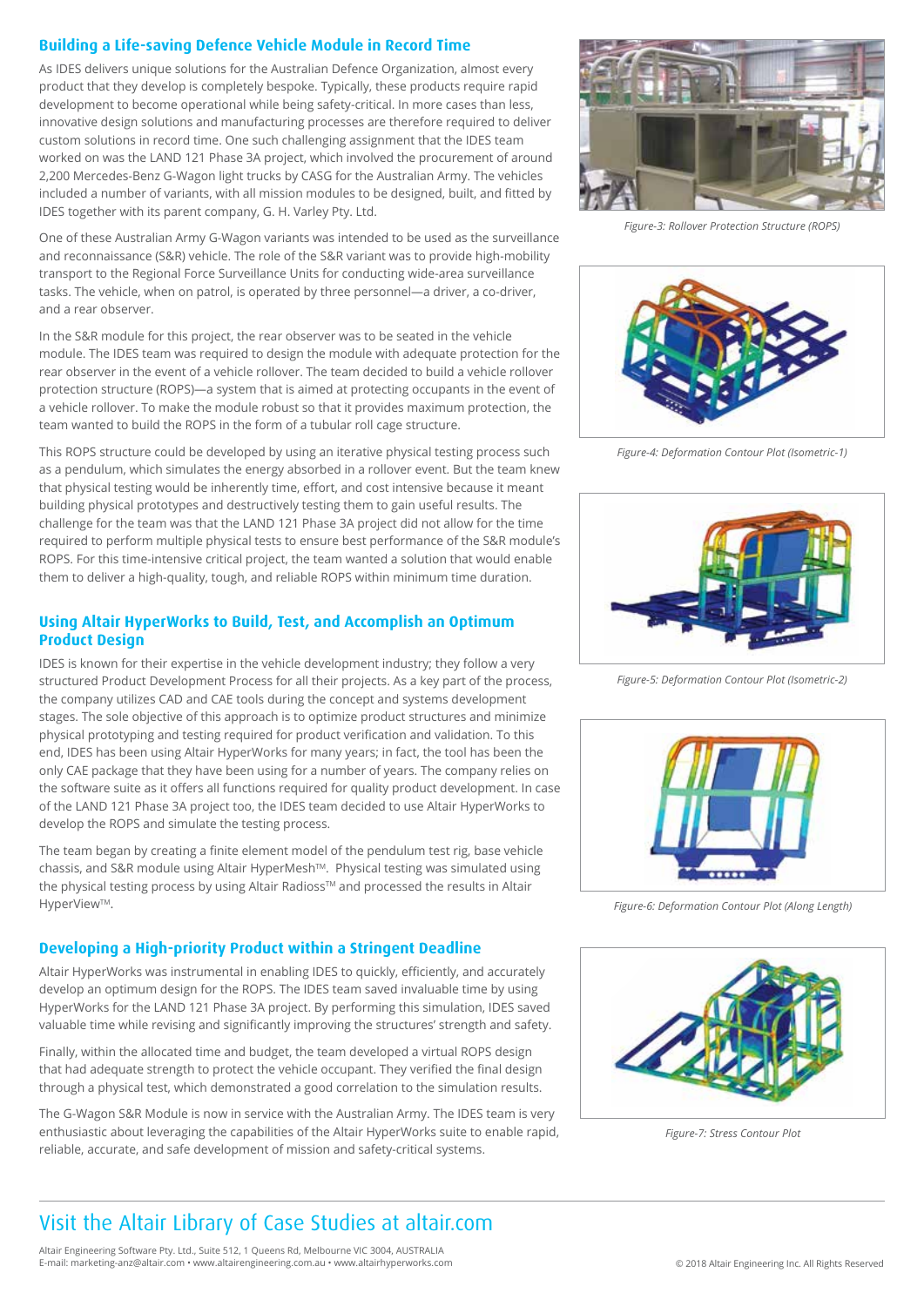## Building a Life-saving Defence Vehicle Module in Record Time

As IDES delivers unique solutions for the Australian Defence Organization, almost every product that they develop is completely bespoke. Typically, these products require rapid development to become operational while being safety-critical. In more cases than less, innovative design solutions and manufacturing processes are therefore required to deliver custom solutions in record time. One such challenging assignment that the IDES team worked on was the LAND 121 Phase 3A project, which involved the procurement of around 2,200 Mercedes-Benz G-Wagon light trucks by CASG for the Australian Army. The vehicles included a number of variants, with all mission modules to be designed, built, and fitted by IDES together with its parent company, G. H. Varley Pty. Ltd.

One of these Australian Army G-Wagon variants was intended to be used as the surveillance and reconnaissance (S&R) vehicle. The role of the S&R variant was to provide high-mobility transport to the Regional Force Surveillance Units for conducting wide-area surveillance tasks. The vehicle, when on patrol, is operated by three personnel—a driver, a co-driver, and a rear observer.

In the S&R module for this project, the rear observer was to be seated in the vehicle module. The IDES team was required to design the module with adequate protection for the rear observer in the event of a vehicle rollover. The team decided to build a vehicle rollover protection structure (ROPS)—a system that is aimed at protecting occupants in the event of a vehicle rollover. To make the module robust so that it provides maximum protection, the team wanted to build the ROPS in the form of a tubular roll cage structure.

This ROPS structure could be developed by using an iterative physical testing process such as a pendulum, which simulates the energy absorbed in a rollover event. But the team knew that physical testing would be inherently time, effort, and cost intensive because it meant building physical prototypes and destructively testing them to gain useful results. The challenge for the team was that the LAND 121 Phase 3A project did not allow for the time required to perform multiple physical tests to ensure best performance of the S&R module's ROPS. For this time-intensive critical project, the team wanted a solution that would enable them to deliver a high-quality, tough, and reliable ROPS within minimum time duration.

## Using Altair HyperWorks to Build, Test, and Accomplish an Optimum Product Design

IDES is known for their expertise in the vehicle development industry; they follow a very structured Product Development Process for all their projects. As a key part of the process, the company utilizes CAD and CAE tools during the concept and systems development stages. The sole objective of this approach is to optimize product structures and minimize physical prototyping and testing required for product verification and validation. To this end, IDES has been using Altair HyperWorks for many years; in fact, the tool has been the only CAE package that they have been using for a number of years. The company relies on the software suite as it offers all functions required for quality product development. In case of the LAND 121 Phase 3A project too, the IDES team decided to use Altair HyperWorks to develop the ROPS and simulate the testing process.

The team began by creating a finite element model of the pendulum test rig, base vehicle chassis, and S&R module using Altair HyperMesh™. Physical testing was simulated using the physical testing process by using Altair Radioss™ and processed the results in Altair HyperView™.

## Developing a High-priority Product within a Stringent Deadline

Altair HyperWorks was instrumental in enabling IDES to quickly, efficiently, and accurately develop an optimum design for the ROPS. The IDES team saved invaluable time by using HyperWorks for the LAND 121 Phase 3A project. By performing this simulation, IDES saved valuable time while revising and significantly improving the structures' strength and safety.

Finally, within the allocated time and budget, the team developed a virtual ROPS design that had adequate strength to protect the vehicle occupant. They verified the final design through a physical test, which demonstrated a good correlation to the simulation results.

The G-Wagon S&R Module is now in service with the Australian Army. The IDES team is very enthusiastic about leveraging the capabilities of the Altair HyperWorks suite to enable rapid, reliable, accurate, and safe development of mission and safety-critical systems.

*Figure-3: Rollover Protection Structure (ROPS)*

*Figure-4: Deformation Contour Plot (Isometric-1)*

*Figure-5: Deformation Contour Plot (Isometric-2)*

*Figure-6: Deformation Contour Plot (Along Length)*

*Figure-7: Stress Contour Plot*

## Visit the Altair Library of Case Studies at altair.com

Altair Engineering Software Pty. Ltd., Suite 512, 1 Queens Rd, Melbourne VIC 3004, AUSTRALIA
E-mail: marketing-anz@altair.com • www.altairengineering.com.au • www.altairhyperworks.com

© 2018 Altair Engineering Inc. All Rights Reserved